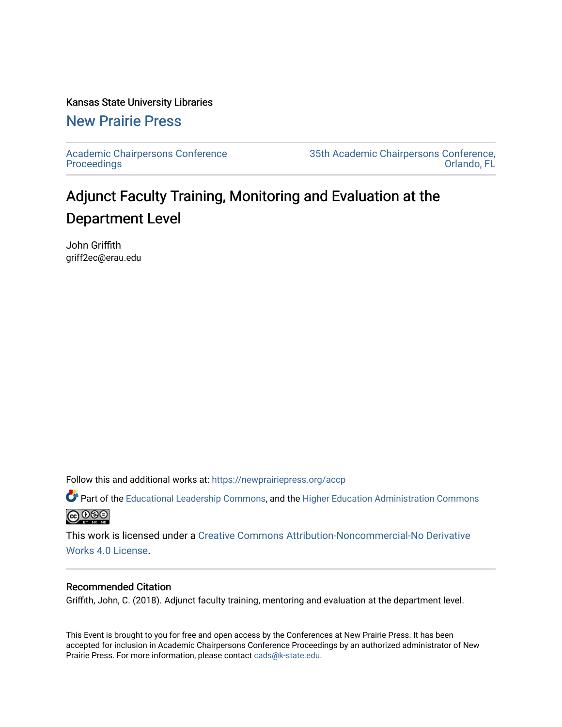Kansas State University Libraries

New Prairie Press

Academic Chairpersons Conference Proceedings

35th Academic Chairpersons Conference, Orlando, FL

# Adjunct Faculty Training, Monitoring and Evaluation at the Department Level

John Griffith
griff2ec@erau.edu

Follow this and additional works at: https://newprairiepress.org/accp

Part of the Educational Leadership Commons, and the Higher Education Administration Commons

This work is licensed under a Creative Commons Attribution-Noncommercial-No Derivative Works 4.0 License.

## Recommended Citation

Griffith, John, C. (2018). Adjunct faculty training, mentoring and evaluation at the department level.

This Event is brought to you for free and open access by the Conferences at New Prairie Press. It has been accepted for inclusion in Academic Chairpersons Conference Proceedings by an authorized administrator of New Prairie Press. For more information, please contact cads@k-state.edu.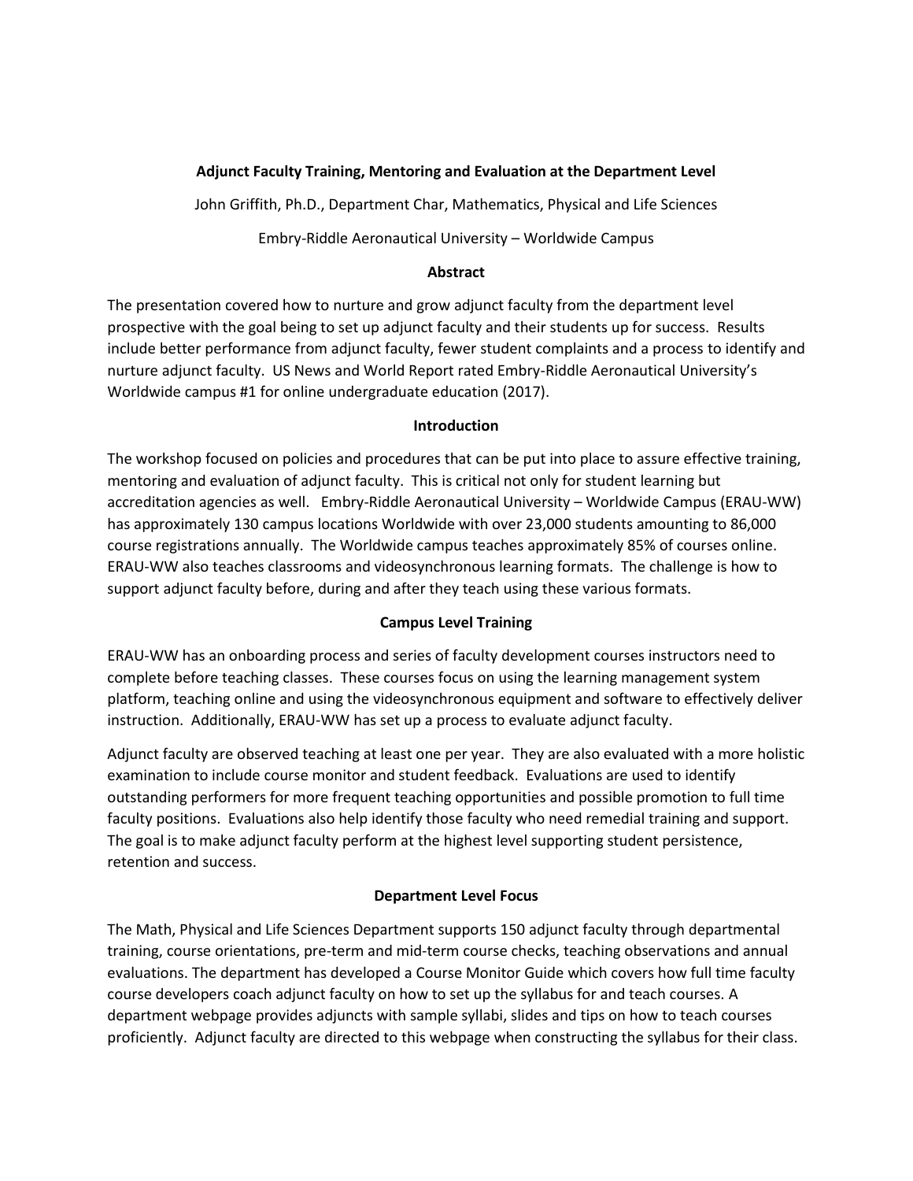**Adjunct Faculty Training, Mentoring and Evaluation at the Department Level**

John Griffith, Ph.D., Department Char, Mathematics, Physical and Life Sciences

Embry-Riddle Aeronautical University – Worldwide Campus

**Abstract**

The presentation covered how to nurture and grow adjunct faculty from the department level prospective with the goal being to set up adjunct faculty and their students up for success. Results include better performance from adjunct faculty, fewer student complaints and a process to identify and nurture adjunct faculty. US News and World Report rated Embry-Riddle Aeronautical University's Worldwide campus #1 for online undergraduate education (2017).

**Introduction**

The workshop focused on policies and procedures that can be put into place to assure effective training, mentoring and evaluation of adjunct faculty. This is critical not only for student learning but accreditation agencies as well. Embry-Riddle Aeronautical University – Worldwide Campus (ERAU-WW) has approximately 130 campus locations Worldwide with over 23,000 students amounting to 86,000 course registrations annually. The Worldwide campus teaches approximately 85% of courses online. ERAU-WW also teaches classrooms and videosynchronous learning formats. The challenge is how to support adjunct faculty before, during and after they teach using these various formats.

**Campus Level Training**

ERAU-WW has an onboarding process and series of faculty development courses instructors need to complete before teaching classes. These courses focus on using the learning management system platform, teaching online and using the videosynchronous equipment and software to effectively deliver instruction. Additionally, ERAU-WW has set up a process to evaluate adjunct faculty.

Adjunct faculty are observed teaching at least one per year. They are also evaluated with a more holistic examination to include course monitor and student feedback. Evaluations are used to identify outstanding performers for more frequent teaching opportunities and possible promotion to full time faculty positions. Evaluations also help identify those faculty who need remedial training and support. The goal is to make adjunct faculty perform at the highest level supporting student persistence, retention and success.

**Department Level Focus**

The Math, Physical and Life Sciences Department supports 150 adjunct faculty through departmental training, course orientations, pre-term and mid-term course checks, teaching observations and annual evaluations. The department has developed a Course Monitor Guide which covers how full time faculty course developers coach adjunct faculty on how to set up the syllabus for and teach courses. A department webpage provides adjuncts with sample syllabi, slides and tips on how to teach courses proficiently. Adjunct faculty are directed to this webpage when constructing the syllabus for their class.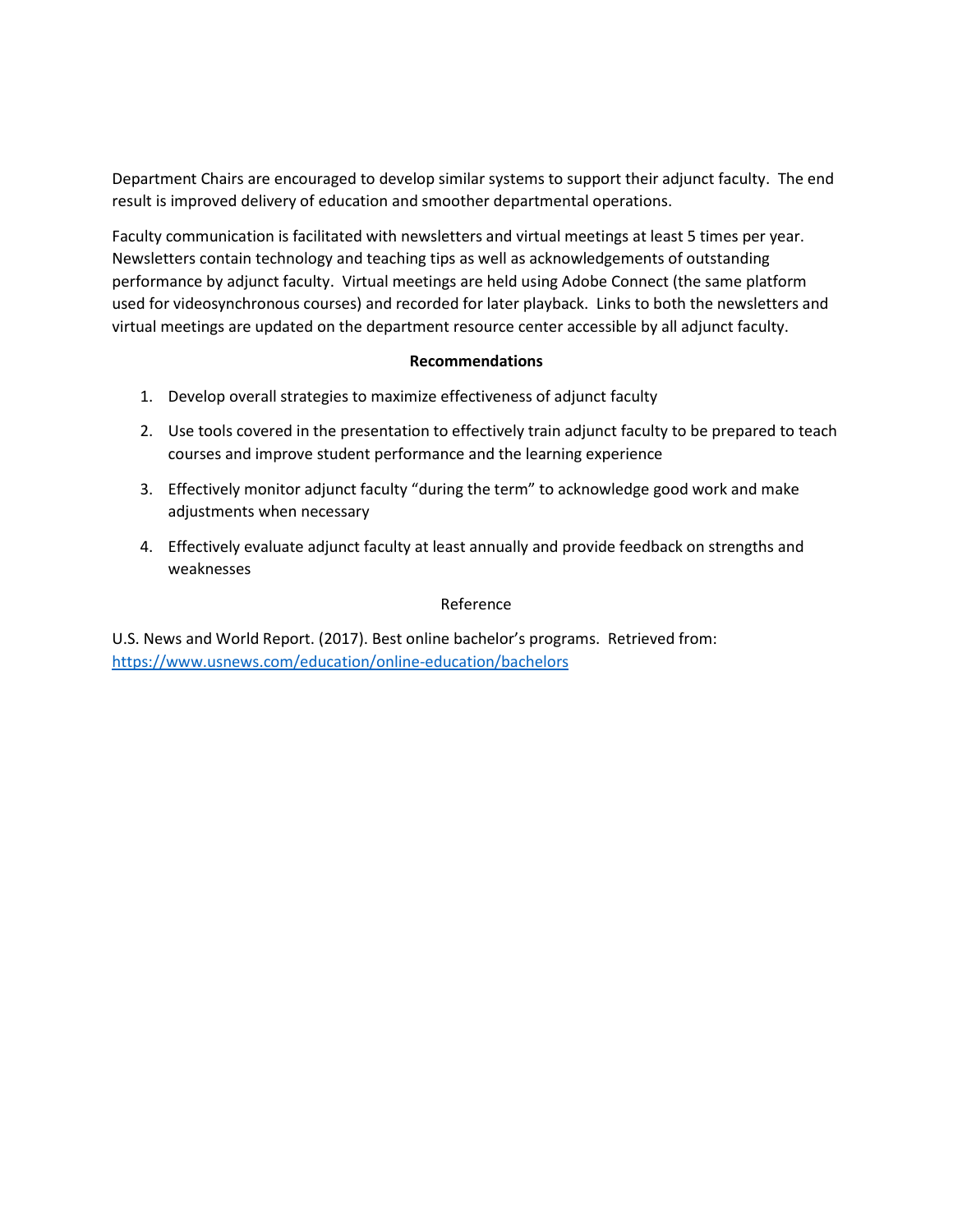Department Chairs are encouraged to develop similar systems to support their adjunct faculty. The end result is improved delivery of education and smoother departmental operations.

Faculty communication is facilitated with newsletters and virtual meetings at least 5 times per year. Newsletters contain technology and teaching tips as well as acknowledgements of outstanding performance by adjunct faculty. Virtual meetings are held using Adobe Connect (the same platform used for videosynchronous courses) and recorded for later playback. Links to both the newsletters and virtual meetings are updated on the department resource center accessible by all adjunct faculty.

**Recommendations**

1. Develop overall strategies to maximize effectiveness of adjunct faculty
2. Use tools covered in the presentation to effectively train adjunct faculty to be prepared to teach courses and improve student performance and the learning experience
3. Effectively monitor adjunct faculty "during the term" to acknowledge good work and make adjustments when necessary
4. Effectively evaluate adjunct faculty at least annually and provide feedback on strengths and weaknesses

Reference

U.S. News and World Report. (2017). Best online bachelor's programs. Retrieved from: https://www.usnews.com/education/online-education/bachelors